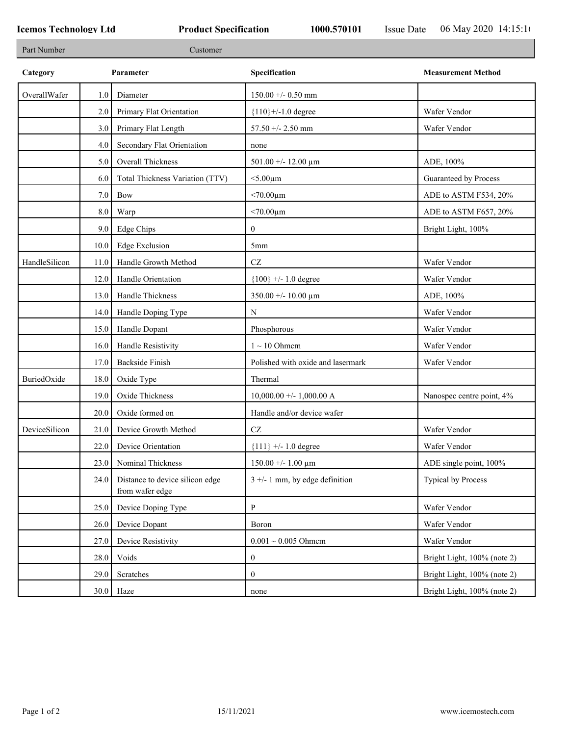**Icemos Technology Ltd** **Product Specification** **1000.570101** Issue Date 06 May 2020 14:15:1

| Part Number | Customer |
|---|---|

| Category | | Parameter | Specification | Measurement Method |
|---|---|---|---|---|
| OverallWafer | 1.0 | Diameter | 150.00 +/- 0.50 mm | |
| | 2.0 | Primary Flat Orientation | {110}+/-1.0 degree | Wafer Vendor |
| | 3.0 | Primary Flat Length | 57.50 +/- 2.50 mm | Wafer Vendor |
| | 4.0 | Secondary Flat Orientation | none | |
| | 5.0 | Overall Thickness | 501.00 +/- 12.00 µm | ADE, 100% |
| | 6.0 | Total Thickness Variation (TTV) | <5.00µm | Guaranteed by Process |
| | 7.0 | Bow | <70.00µm | ADE to ASTM F534, 20% |
| | 8.0 | Warp | <70.00µm | ADE to ASTM F657, 20% |
| | 9.0 | Edge Chips | 0 | Bright Light, 100% |
| | 10.0 | Edge Exclusion | 5mm | |
| HandleSilicon | 11.0 | Handle Growth Method | CZ | Wafer Vendor |
| | 12.0 | Handle Orientation | {100} +/- 1.0 degree | Wafer Vendor |
| | 13.0 | Handle Thickness | 350.00 +/- 10.00 µm | ADE, 100% |
| | 14.0 | Handle Doping Type | N | Wafer Vendor |
| | 15.0 | Handle Dopant | Phosphorous | Wafer Vendor |
| | 16.0 | Handle Resistivity | 1 ~ 10 Ohmcm | Wafer Vendor |
| | 17.0 | Backside Finish | Polished with oxide and lasermark | Wafer Vendor |
| BuriedOxide | 18.0 | Oxide Type | Thermal | |
| | 19.0 | Oxide Thickness | 10,000.00 +/- 1,000.00 A | Nanospec centre point, 4% |
| | 20.0 | Oxide formed on | Handle and/or device wafer | |
| DeviceSilicon | 21.0 | Device Growth Method | CZ | Wafer Vendor |
| | 22.0 | Device Orientation | {111} +/- 1.0 degree | Wafer Vendor |
| | 23.0 | Nominal Thickness | 150.00 +/- 1.00 µm | ADE single point, 100% |
| | 24.0 | Distance to device silicon edge from wafer edge | 3 +/- 1 mm, by edge definition | Typical by Process |
| | 25.0 | Device Doping Type | P | Wafer Vendor |
| | 26.0 | Device Dopant | Boron | Wafer Vendor |
| | 27.0 | Device Resistivity | 0.001 ~ 0.005 Ohmcm | Wafer Vendor |
| | 28.0 | Voids | 0 | Bright Light, 100% (note 2) |
| | 29.0 | Scratches | 0 | Bright Light, 100% (note 2) |
| | 30.0 | Haze | none | Bright Light, 100% (note 2) |

15/11/2021 www.icemostech.com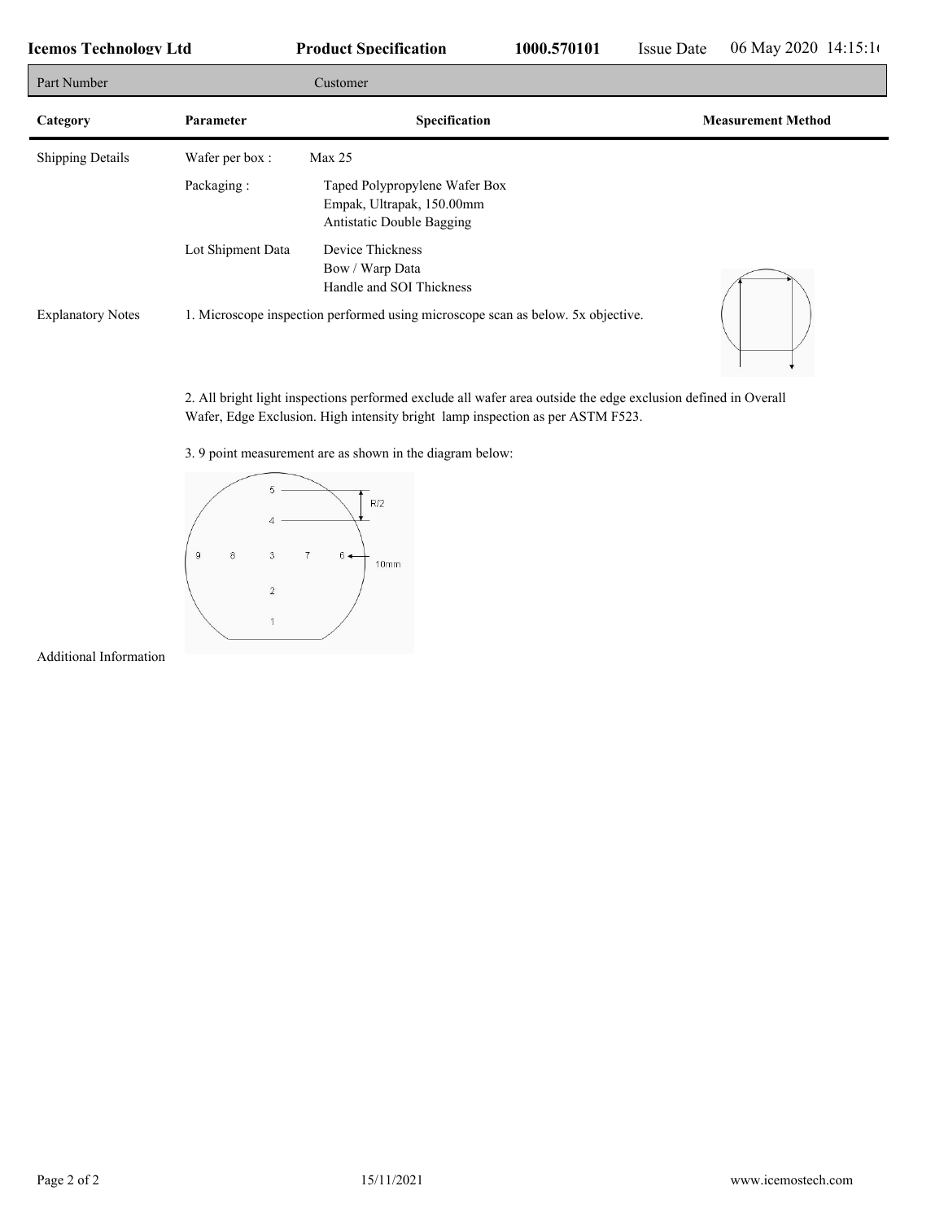| Part Number | Customer | | |
|---|---|---|---|
| **Category** | **Parameter** | **Specification** | **Measurement Method** |
| Shipping Details | Wafer per box : | Max 25 | |
| | Packaging : | Taped Polypropylene Wafer Box<br>Empak, Ultrapak, 150.00mm<br>Antistatic Double Bagging | |
| | Lot Shipment Data | Device Thickness<br>Bow / Warp Data<br>Handle and SOI Thickness | |

Explanatory Notes

1. Microscope inspection performed using microscope scan as below. 5x objective.

2. All bright light inspections performed exclude all wafer area outside the edge exclusion defined in Overall Wafer, Edge Exclusion. High intensity bright lamp inspection as per ASTM F523.

3. 9 point measurement are as shown in the diagram below:

5
R/2
4
9 8 3 7 6
10mm
2
1

Additional Information